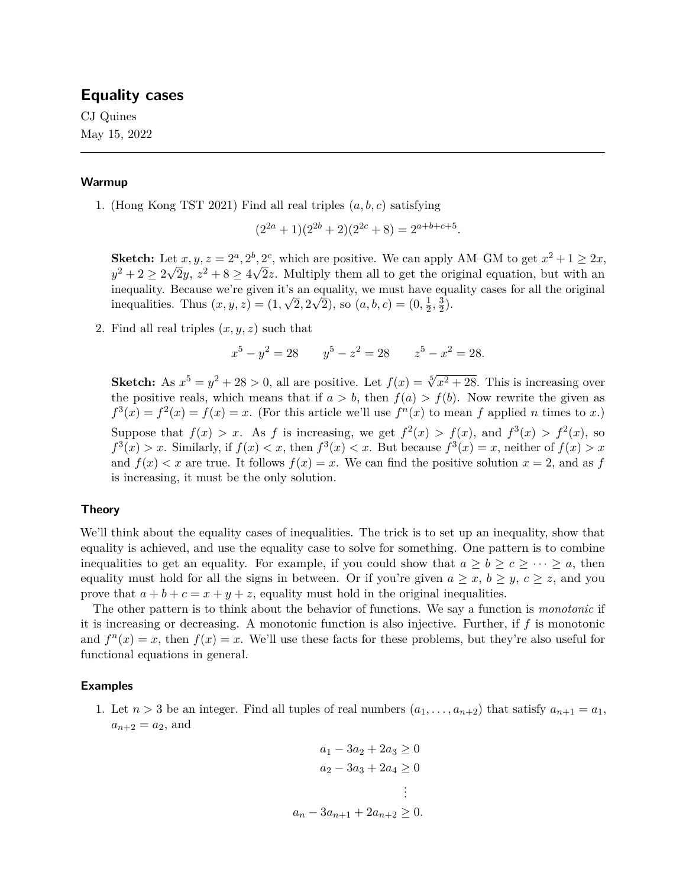# Equality cases

CJ Quines

May 15, 2022

---

### Warmup

1. (Hong Kong TST 2021) Find all real triples $(a, b, c)$ satisfying

$$(2^{2a}+1)(2^{2b}+2)(2^{2c}+8) = 2^{a+b+c+5}.$$

   **Sketch:** Let $x, y, z = 2^a, 2^b, 2^c$, which are positive. We can apply AM–GM to get $x^2+1 \geq 2x$, $y^2+2 \geq 2\sqrt{2}y$, $z^2+8 \geq 4\sqrt{2}z$. Multiply them all to get the original equation, but with an inequality. Because we're given it's an equality, we must have equality cases for all the original inequalities. Thus $(x, y, z) = (1, \sqrt{2}, 2\sqrt{2})$, so $(a, b, c) = (0, \frac{1}{2}, \frac{3}{2})$.

2. Find all real triples $(x, y, z)$ such that

$$x^5 - y^2 = 28 \qquad y^5 - z^2 = 28 \qquad z^5 - x^2 = 28.$$

   **Sketch:** As $x^5 = y^2 + 28 > 0$, all are positive. Let $f(x) = \sqrt[5]{x^2+28}$. This is increasing over the positive reals, which means that if $a > b$, then $f(a) > f(b)$. Now rewrite the given as $f^3(x) = f^2(x) = f(x) = x$. (For this article we'll use $f^n(x)$ to mean $f$ applied $n$ times to $x$.)

   Suppose that $f(x) > x$. As $f$ is increasing, we get $f^2(x) > f(x)$, and $f^3(x) > f^2(x)$, so $f^3(x) > x$. Similarly, if $f(x) < x$, then $f^3(x) < x$. But because $f^3(x) = x$, neither of $f(x) > x$ and $f(x) < x$ are true. It follows $f(x) = x$. We can find the positive solution $x = 2$, and as $f$ is increasing, it must be the only solution.

### Theory

We'll think about the equality cases of inequalities. The trick is to set up an inequality, show that equality is achieved, and use the equality case to solve for something. One pattern is to combine inequalities to get an equality. For example, if you could show that $a \geq b \geq c \geq \cdots \geq a$, then equality must hold for all the signs in between. Or if you're given $a \geq x$, $b \geq y$, $c \geq z$, and you prove that $a + b + c = x + y + z$, equality must hold in the original inequalities.

The other pattern is to think about the behavior of functions. We say a function is *monotonic* if it is increasing or decreasing. A monotonic function is also injective. Further, if $f$ is monotonic and $f^n(x) = x$, then $f(x) = x$. We'll use these facts for these problems, but they're also useful for functional equations in general.

### Examples

1. Let $n > 3$ be an integer. Find all tuples of real numbers $(a_1, \ldots, a_{n+2})$ that satisfy $a_{n+1} = a_1$, $a_{n+2} = a_2$, and

$$\begin{aligned}
a_1 - 3a_2 + 2a_3 &\geq 0 \\
a_2 - 3a_3 + 2a_4 &\geq 0 \\
&\vdots \\
a_n - 3a_{n+1} + 2a_{n+2} &\geq 0.
\end{aligned}$$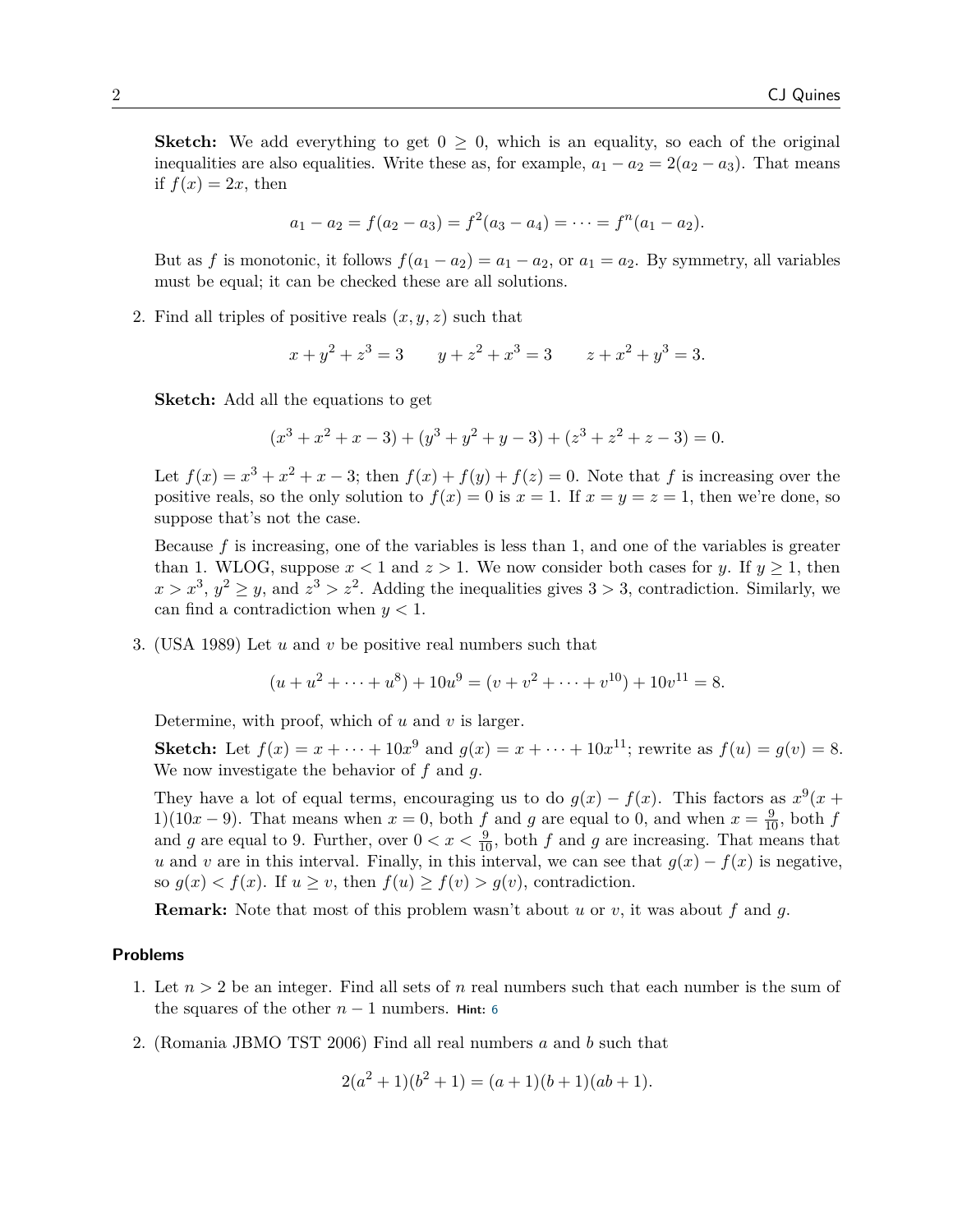**Sketch:** We add everything to get $0 \geq 0$, which is an equality, so each of the original inequalities are also equalities. Write these as, for example, $a_1 - a_2 = 2(a_2 - a_3)$. That means if $f(x) = 2x$, then

$$a_1 - a_2 = f(a_2 - a_3) = f^2(a_3 - a_4) = \cdots = f^n(a_1 - a_2).$$

But as $f$ is monotonic, it follows $f(a_1 - a_2) = a_1 - a_2$, or $a_1 = a_2$. By symmetry, all variables must be equal; it can be checked these are all solutions.

2. Find all triples of positive reals $(x, y, z)$ such that

$$x + y^2 + z^3 = 3 \qquad y + z^2 + x^3 = 3 \qquad z + x^2 + y^3 = 3.$$

**Sketch:** Add all the equations to get

$$(x^3 + x^2 + x - 3) + (y^3 + y^2 + y - 3) + (z^3 + z^2 + z - 3) = 0.$$

Let $f(x) = x^3 + x^2 + x - 3$; then $f(x) + f(y) + f(z) = 0$. Note that $f$ is increasing over the positive reals, so the only solution to $f(x) = 0$ is $x = 1$. If $x = y = z = 1$, then we're done, so suppose that's not the case.

Because $f$ is increasing, one of the variables is less than 1, and one of the variables is greater than 1. WLOG, suppose $x < 1$ and $z > 1$. We now consider both cases for $y$. If $y \geq 1$, then $x > x^3$, $y^2 \geq y$, and $z^3 > z^2$. Adding the inequalities gives $3 > 3$, contradiction. Similarly, we can find a contradiction when $y < 1$.

3. (USA 1989) Let $u$ and $v$ be positive real numbers such that

$$(u + u^2 + \cdots + u^8) + 10u^9 = (v + v^2 + \cdots + v^{10}) + 10v^{11} = 8.$$

Determine, with proof, which of $u$ and $v$ is larger.

**Sketch:** Let $f(x) = x + \cdots + 10x^9$ and $g(x) = x + \cdots + 10x^{11}$; rewrite as $f(u) = g(v) = 8$. We now investigate the behavior of $f$ and $g$.

They have a lot of equal terms, encouraging us to do $g(x) - f(x)$. This factors as $x^9(x + 1)(10x - 9)$. That means when $x = 0$, both $f$ and $g$ are equal to 0, and when $x = \frac{9}{10}$, both $f$ and $g$ are equal to 9. Further, over $0 < x < \frac{9}{10}$, both $f$ and $g$ are increasing. That means that $u$ and $v$ are in this interval. Finally, in this interval, we can see that $g(x) - f(x)$ is negative, so $g(x) < f(x)$. If $u \geq v$, then $f(u) \geq f(v) > g(v)$, contradiction.

**Remark:** Note that most of this problem wasn't about $u$ or $v$, it was about $f$ and $g$.

### Problems

1. Let $n > 2$ be an integer. Find all sets of $n$ real numbers such that each number is the sum of the squares of the other $n - 1$ numbers. **Hint:** 6

2. (Romania JBMO TST 2006) Find all real numbers $a$ and $b$ such that

$$2(a^2 + 1)(b^2 + 1) = (a + 1)(b + 1)(ab + 1).$$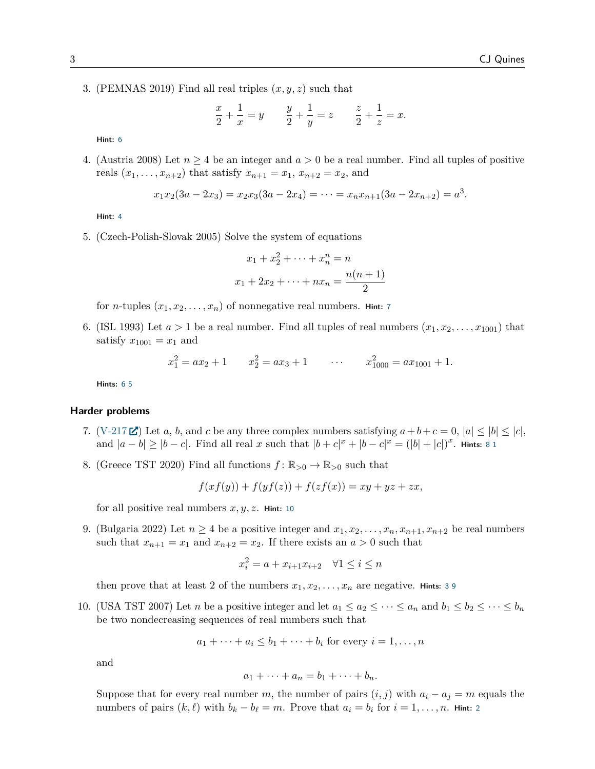3. (PEMNAS 2019) Find all real triples $(x, y, z)$ such that

$$\frac{x}{2} + \frac{1}{x} = y \qquad \frac{y}{2} + \frac{1}{y} = z \qquad \frac{z}{2} + \frac{1}{z} = x.$$

**Hint:** 6

4. (Austria 2008) Let $n \geq 4$ be an integer and $a > 0$ be a real number. Find all tuples of positive reals $(x_1, \ldots, x_{n+2})$ that satisfy $x_{n+1} = x_1$, $x_{n+2} = x_2$, and

$$x_1 x_2 (3a - 2x_3) = x_2 x_3 (3a - 2x_4) = \cdots = x_n x_{n+1} (3a - 2x_{n+2}) = a^3.$$

**Hint:** 4

5. (Czech-Polish-Slovak 2005) Solve the system of equations

$$x_1 + x_2^2 + \cdots + x_n^n = n$$
$$x_1 + 2x_2 + \cdots + nx_n = \frac{n(n+1)}{2}$$

for $n$-tuples $(x_1, x_2, \ldots, x_n)$ of nonnegative real numbers. **Hint:** 7

6. (ISL 1993) Let $a > 1$ be a real number. Find all tuples of real numbers $(x_1, x_2, \ldots, x_{1001})$ that satisfy $x_{1001} = x_1$ and

$$x_1^2 = ax_2 + 1 \qquad x_2^2 = ax_3 + 1 \qquad \cdots \qquad x_{1000}^2 = ax_{1001} + 1.$$

**Hints:** 6 5

### Harder problems

7. (V-217) Let $a$, $b$, and $c$ be any three complex numbers satisfying $a + b + c = 0$, $|a| \leq |b| \leq |c|$, and $|a - b| \geq |b - c|$. Find all real $x$ such that $|b + c|^x + |b - c|^x = (|b| + |c|)^x$. **Hints:** 8 1

8. (Greece TST 2020) Find all functions $f \colon \mathbb{R}_{>0} \to \mathbb{R}_{>0}$ such that

$$f(xf(y)) + f(yf(z)) + f(zf(x)) = xy + yz + zx,$$

for all positive real numbers $x, y, z$. **Hint:** 10

9. (Bulgaria 2022) Let $n \geq 4$ be a positive integer and $x_1, x_2, \ldots, x_n, x_{n+1}, x_{n+2}$ be real numbers such that $x_{n+1} = x_1$ and $x_{n+2} = x_2$. If there exists an $a > 0$ such that

$$x_i^2 = a + x_{i+1} x_{i+2} \quad \forall 1 \leq i \leq n$$

then prove that at least 2 of the numbers $x_1, x_2, \ldots, x_n$ are negative. **Hints:** 3 9

10. (USA TST 2007) Let $n$ be a positive integer and let $a_1 \leq a_2 \leq \cdots \leq a_n$ and $b_1 \leq b_2 \leq \cdots \leq b_n$ be two nondecreasing sequences of real numbers such that

$$a_1 + \cdots + a_i \leq b_1 + \cdots + b_i \text{ for every } i = 1, \ldots, n$$

and

$$a_1 + \cdots + a_n = b_1 + \cdots + b_n.$$

Suppose that for every real number $m$, the number of pairs $(i, j)$ with $a_i - a_j = m$ equals the numbers of pairs $(k, \ell)$ with $b_k - b_\ell = m$. Prove that $a_i = b_i$ for $i = 1, \ldots, n$. **Hint:** 2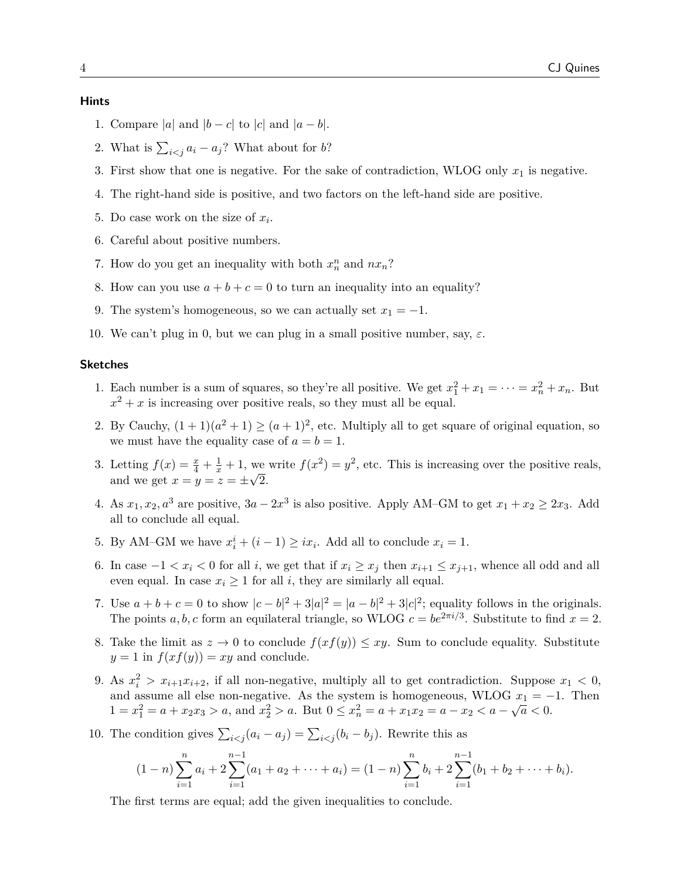### Hints

1. Compare $|a|$ and $|b-c|$ to $|c|$ and $|a-b|$.
2. What is $\sum_{i<j} a_i - a_j$? What about for $b$?
3. First show that one is negative. For the sake of contradiction, WLOG only $x_1$ is negative.
4. The right-hand side is positive, and two factors on the left-hand side are positive.
5. Do case work on the size of $x_i$.
6. Careful about positive numbers.
7. How do you get an inequality with both $x_n^n$ and $nx_n$?
8. How can you use $a+b+c=0$ to turn an inequality into an equality?
9. The system's homogeneous, so we can actually set $x_1 = -1$.
10. We can't plug in 0, but we can plug in a small positive number, say, $\varepsilon$.

### Sketches

1. Each number is a sum of squares, so they're all positive. We get $x_1^2 + x_1 = \cdots = x_n^2 + x_n$. But $x^2 + x$ is increasing over positive reals, so they must all be equal.
2. By Cauchy, $(1+1)(a^2+1) \geq (a+1)^2$, etc. Multiply all to get square of original equation, so we must have the equality case of $a = b = 1$.
3. Letting $f(x) = \frac{x}{4} + \frac{1}{x} + 1$, we write $f(x^2) = y^2$, etc. This is increasing over the positive reals, and we get $x = y = z = \pm\sqrt{2}$.
4. As $x_1, x_2, a^3$ are positive, $3a - 2x^3$ is also positive. Apply AM–GM to get $x_1 + x_2 \geq 2x_3$. Add all to conclude all equal.
5. By AM–GM we have $x_i^i + (i-1) \geq ix_i$. Add all to conclude $x_i = 1$.
6. In case $-1 < x_i < 0$ for all $i$, we get that if $x_i \geq x_j$ then $x_{i+1} \leq x_{j+1}$, whence all odd and all even equal. In case $x_i \geq 1$ for all $i$, they are similarly all equal.
7. Use $a+b+c=0$ to show $|c-b|^2 + 3|a|^2 = |a-b|^2 + 3|c|^2$; equality follows in the originals. The points $a, b, c$ form an equilateral triangle, so WLOG $c = be^{2\pi i/3}$. Substitute to find $x = 2$.
8. Take the limit as $z \to 0$ to conclude $f(xf(y)) \leq xy$. Sum to conclude equality. Substitute $y = 1$ in $f(xf(y)) = xy$ and conclude.
9. As $x_i^2 > x_{i+1}x_{i+2}$, if all non-negative, multiply all to get contradiction. Suppose $x_1 < 0$, and assume all else non-negative. As the system is homogeneous, WLOG $x_1 = -1$. Then $1 = x_1^2 = a + x_2x_3 > a$, and $x_2^2 > a$. But $0 \leq x_n^2 = a + x_1x_2 = a - x_2 < a - \sqrt{a} < 0$.
10. The condition gives $\sum_{i<j}(a_i - a_j) = \sum_{i<j}(b_i - b_j)$. Rewrite this as

$$(1-n)\sum_{i=1}^{n} a_i + 2\sum_{i=1}^{n-1}(a_1 + a_2 + \cdots + a_i) = (1-n)\sum_{i=1}^{n} b_i + 2\sum_{i=1}^{n-1}(b_1 + b_2 + \cdots + b_i).$$

The first terms are equal; add the given inequalities to conclude.